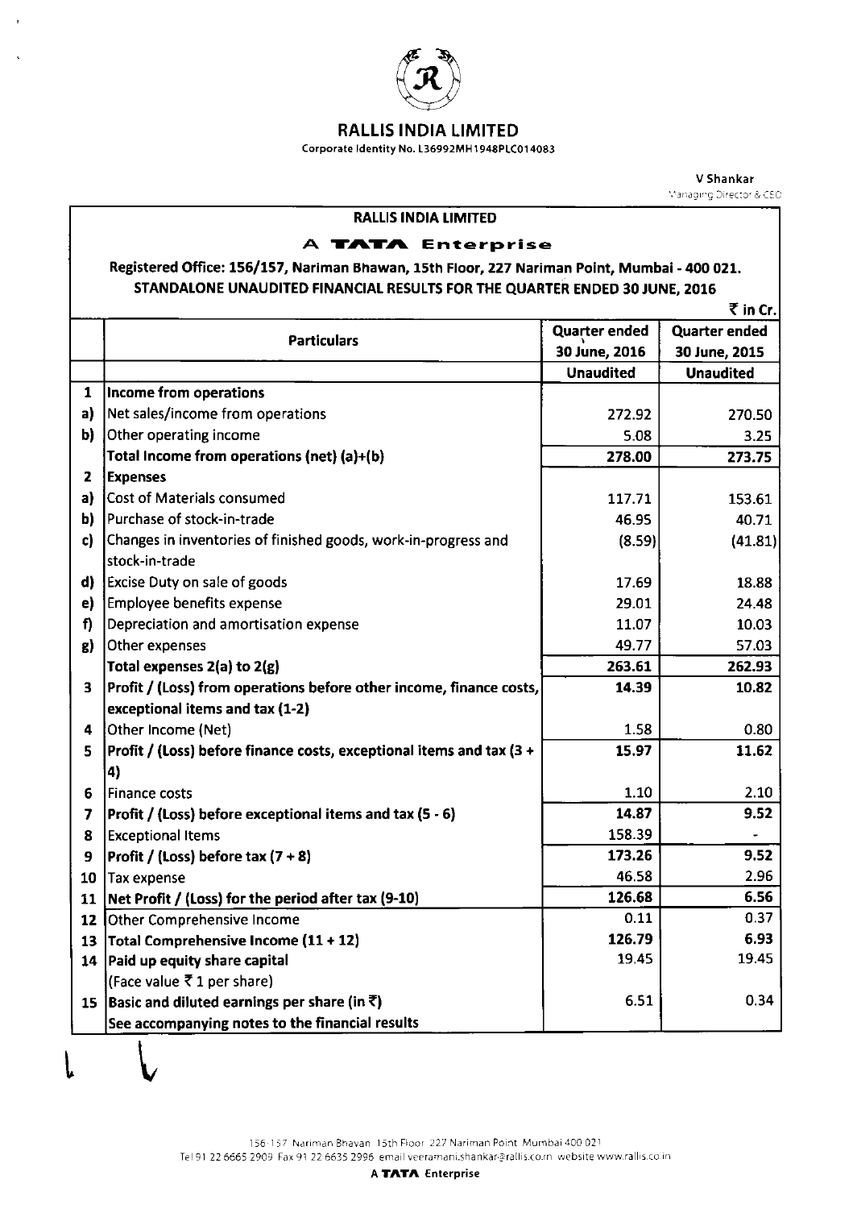# RALLIS INDIA LIMITED

Corporate Identity No. L36992MH1948PLC014083

**V Shankar**
Managing Director & CEO

## RALLIS INDIA LIMITED

### A TATA Enterprise

**Registered Office: 156/157, Nariman Bhawan, 15th Floor, 227 Nariman Point, Mumbai - 400 021.**

**STANDALONE UNAUDITED FINANCIAL RESULTS FOR THE QUARTER ENDED 30 JUNE, 2016**

₹ in Cr.

| | Particulars | Quarter ended 30 June, 2016 | Quarter ended 30 June, 2015 |
|---|---|---|---|
| | | Unaudited | Unaudited |
| **1** | **Income from operations** | | |
| a) | Net sales/income from operations | 272.92 | 270.50 |
| b) | Other operating income | 5.08 | 3.25 |
| | **Total Income from operations (net) (a)+(b)** | **278.00** | **273.75** |
| **2** | **Expenses** | | |
| a) | Cost of Materials consumed | 117.71 | 153.61 |
| b) | Purchase of stock-in-trade | 46.95 | 40.71 |
| c) | Changes in inventories of finished goods, work-in-progress and stock-in-trade | (8.59) | (41.81) |
| d) | Excise Duty on sale of goods | 17.69 | 18.88 |
| e) | Employee benefits expense | 29.01 | 24.48 |
| f) | Depreciation and amortisation expense | 11.07 | 10.03 |
| g) | Other expenses | 49.77 | 57.03 |
| | **Total expenses 2(a) to 2(g)** | **263.61** | **262.93** |
| **3** | **Profit / (Loss) from operations before other income, finance costs, exceptional items and tax (1-2)** | **14.39** | **10.82** |
| 4 | Other Income (Net) | 1.58 | 0.80 |
| **5** | **Profit / (Loss) before finance costs, exceptional items and tax (3 + 4)** | **15.97** | **11.62** |
| 6 | Finance costs | 1.10 | 2.10 |
| **7** | **Profit / (Loss) before exceptional items and tax (5 - 6)** | **14.87** | **9.52** |
| 8 | Exceptional Items | 158.39 | - |
| **9** | **Profit / (Loss) before tax (7 + 8)** | **173.26** | **9.52** |
| 10 | Tax expense | 46.58 | 2.96 |
| **11** | **Net Profit / (Loss) for the period after tax (9-10)** | **126.68** | **6.56** |
| 12 | Other Comprehensive Income | 0.11 | 0.37 |
| **13** | **Total Comprehensive Income (11 + 12)** | 126.79 | 6.93 |
| **14** | **Paid up equity share capital** (Face value ₹ 1 per share) | 19.45 | 19.45 |
| **15** | **Basic and diluted earnings per share (in ₹)** | 6.51 | 0.34 |
| | **See accompanying notes to the financial results** | | |

156-157 Nariman Bhavan 15th Floor 227 Nariman Point Mumbai 400 021
Tel 91 22 6665 2909 Fax 91 22 6635 2996 email veeramani.shankar@rallis.co.in website www.rallis.co.in

A TATA Enterprise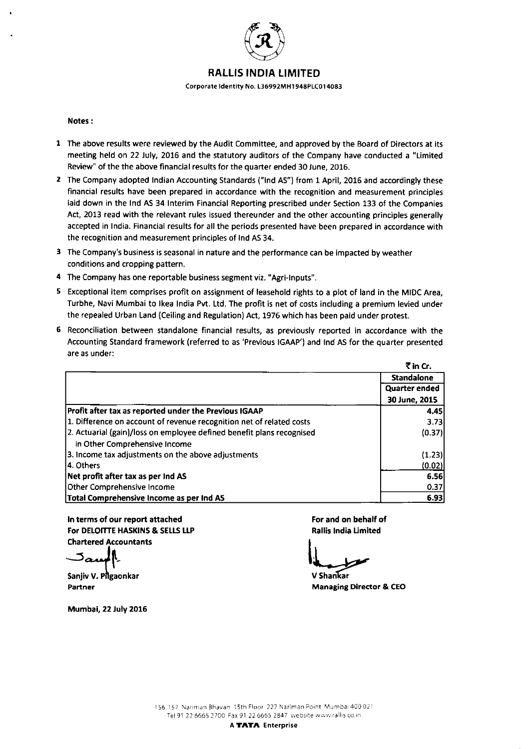# RALLIS INDIA LIMITED

Corporate Identity No. L36992MH1948PLC014083

**Notes :**

1. The above results were reviewed by the Audit Committee, and approved by the Board of Directors at its meeting held on 22 July, 2016 and the statutory auditors of the Company have conducted a "Limited Review" of the the above financial results for the quarter ended 30 June, 2016.
2. The Company adopted Indian Accounting Standards ("Ind AS") from 1 April, 2016 and accordingly these financial results have been prepared in accordance with the recognition and measurement principles laid down in the Ind AS 34 Interim Financial Reporting prescribed under Section 133 of the Companies Act, 2013 read with the relevant rules issued thereunder and the other accounting principles generally accepted in India. Financial results for all the periods presented have been prepared in accordance with the recognition and measurement principles of Ind AS 34.
3. The Company's business is seasonal in nature and the performance can be impacted by weather conditions and cropping pattern.
4. The Company has one reportable business segment viz. "Agri-Inputs".
5. Exceptional item comprises profit on assignment of leasehold rights to a plot of land in the MIDC Area, Turbhe, Navi Mumbai to Ikea India Pvt. Ltd. The profit is net of costs including a premium levied under the repealed Urban Land (Ceiling and Regulation) Act, 1976 which has been paid under protest.
6. Reconciliation between standalone financial results, as previously reported in accordance with the Accounting Standard framework (referred to as 'Previous IGAAP') and Ind AS for the quarter presented are as under:

₹ in Cr.

| | Standalone |
|---|---|
| | Quarter ended 30 June, 2015 |
| **Profit after tax as reported under the Previous IGAAP** | **4.45** |
| 1. Difference on account of revenue recognition net of related costs | 3.73 |
| 2. Actuarial (gain)/loss on employee defined benefit plans recognised in Other Comprehensive Income | (0.37) |
| 3. Income tax adjustments on the above adjustments | (1.23) |
| 4. Others | (0.02) |
| **Net profit after tax as per Ind AS** | **6.56** |
| Other Comprehensive Income | 0.37 |
| **Total Comprehensive Income as per Ind AS** | **6.93** |

**In terms of our report attached**
**For DELOITTE HASKINS & SELLS LLP**
**Chartered Accountants**

**Sanjiv V. Pilgaonkar**
**Partner**

**Mumbai, 22 July 2016**

**For and on behalf of**
**Rallis India Limited**

**V Shankar**
**Managing Director & CEO**

156 157 Nariman Bhavan 15th Floor 227 Nariman Point Mumbai 400 021
Tel 91 22 6665 2700 Fax 91 22 6665 2847 website www.rallis.co.in

**A TATA Enterprise**